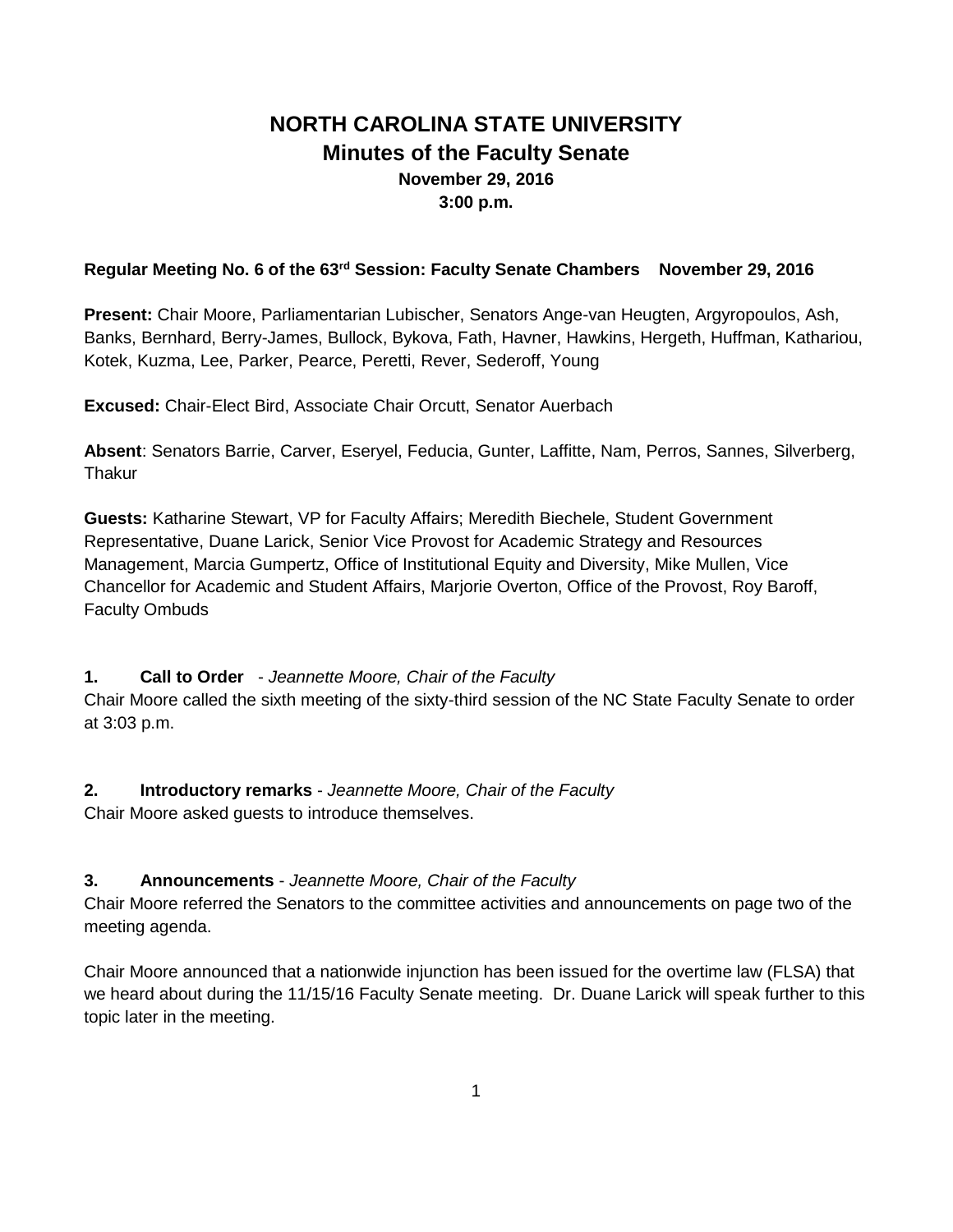# NORTH CAROLINA STATE UNIVERSITY
## Minutes of the Faculty Senate
### November 29, 2016
### 3:00 p.m.

**Regular Meeting No. 6 of the 63rd Session: Faculty Senate Chambers November 29, 2016**

**Present:** Chair Moore, Parliamentarian Lubischer, Senators Ange-van Heugten, Argyropoulos, Ash, Banks, Bernhard, Berry-James, Bullock, Bykova, Fath, Havner, Hawkins, Hergeth, Huffman, Kathariou, Kotek, Kuzma, Lee, Parker, Pearce, Peretti, Rever, Sederoff, Young

**Excused:** Chair-Elect Bird, Associate Chair Orcutt, Senator Auerbach

**Absent**: Senators Barrie, Carver, Eseryel, Feducia, Gunter, Laffitte, Nam, Perros, Sannes, Silverberg, Thakur

**Guests:** Katharine Stewart, VP for Faculty Affairs; Meredith Biechele, Student Government Representative, Duane Larick, Senior Vice Provost for Academic Strategy and Resources Management, Marcia Gumpertz, Office of Institutional Equity and Diversity, Mike Mullen, Vice Chancellor for Academic and Student Affairs, Marjorie Overton, Office of the Provost, Roy Baroff, Faculty Ombuds

**1. Call to Order** - *Jeannette Moore, Chair of the Faculty*

Chair Moore called the sixth meeting of the sixty-third session of the NC State Faculty Senate to order at 3:03 p.m.

**2. Introductory remarks** - *Jeannette Moore, Chair of the Faculty*

Chair Moore asked guests to introduce themselves.

**3. Announcements** - *Jeannette Moore, Chair of the Faculty*

Chair Moore referred the Senators to the committee activities and announcements on page two of the meeting agenda.

Chair Moore announced that a nationwide injunction has been issued for the overtime law (FLSA) that we heard about during the 11/15/16 Faculty Senate meeting. Dr. Duane Larick will speak further to this topic later in the meeting.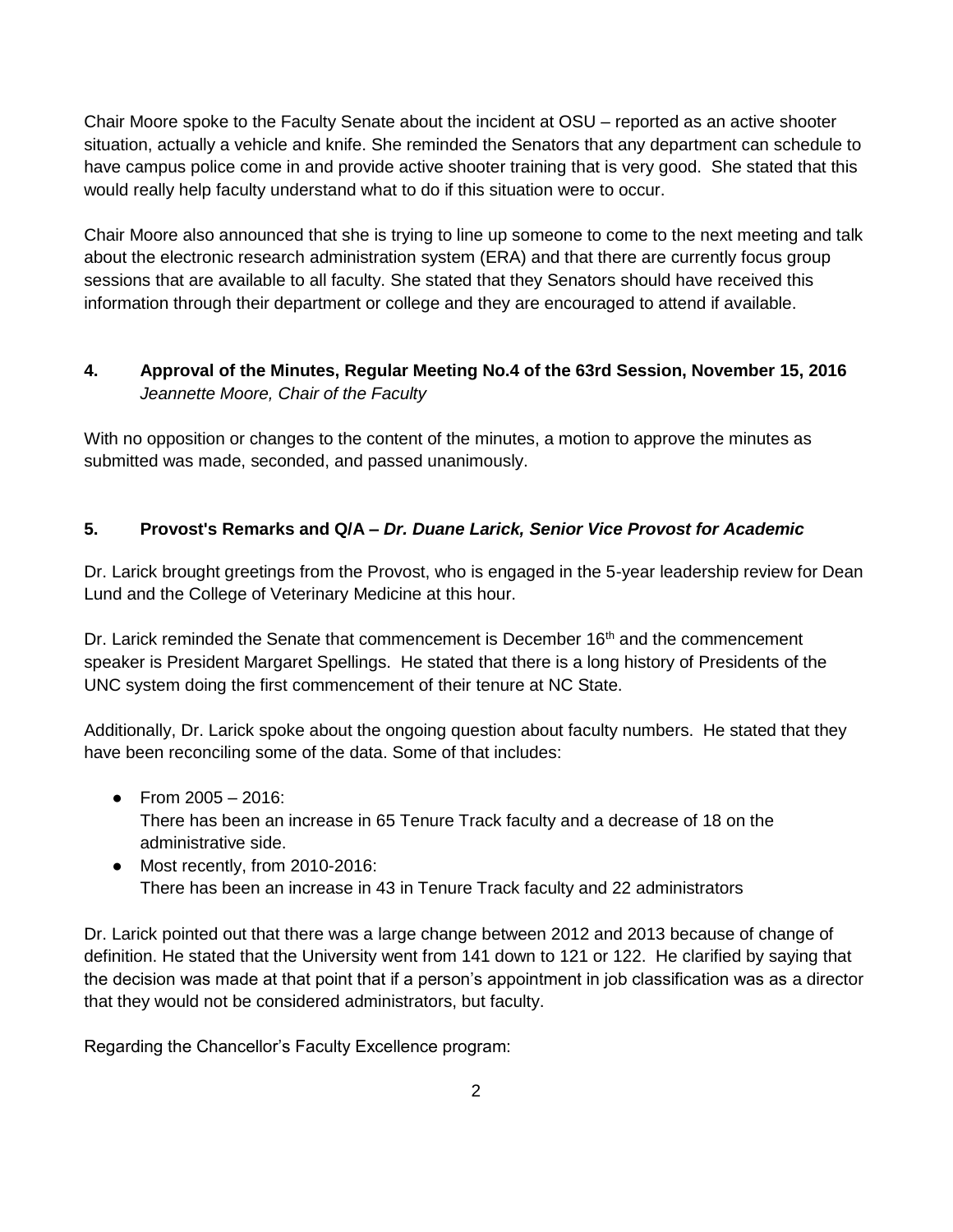Chair Moore spoke to the Faculty Senate about the incident at OSU – reported as an active shooter situation, actually a vehicle and knife. She reminded the Senators that any department can schedule to have campus police come in and provide active shooter training that is very good. She stated that this would really help faculty understand what to do if this situation were to occur.

Chair Moore also announced that she is trying to line up someone to come to the next meeting and talk about the electronic research administration system (ERA) and that there are currently focus group sessions that are available to all faculty. She stated that they Senators should have received this information through their department or college and they are encouraged to attend if available.

### 4. Approval of the Minutes, Regular Meeting No.4 of the 63rd Session, November 15, 2016
*Jeannette Moore, Chair of the Faculty*

With no opposition or changes to the content of the minutes, a motion to approve the minutes as submitted was made, seconded, and passed unanimously.

### 5. Provost's Remarks and Q/A – *Dr. Duane Larick, Senior Vice Provost for Academic*

Dr. Larick brought greetings from the Provost, who is engaged in the 5-year leadership review for Dean Lund and the College of Veterinary Medicine at this hour.

Dr. Larick reminded the Senate that commencement is December 16th and the commencement speaker is President Margaret Spellings. He stated that there is a long history of Presidents of the UNC system doing the first commencement of their tenure at NC State.

Additionally, Dr. Larick spoke about the ongoing question about faculty numbers. He stated that they have been reconciling some of the data. Some of that includes:

- From 2005 – 2016:
  There has been an increase in 65 Tenure Track faculty and a decrease of 18 on the administrative side.
- Most recently, from 2010-2016:
  There has been an increase in 43 in Tenure Track faculty and 22 administrators

Dr. Larick pointed out that there was a large change between 2012 and 2013 because of change of definition. He stated that the University went from 141 down to 121 or 122. He clarified by saying that the decision was made at that point that if a person's appointment in job classification was as a director that they would not be considered administrators, but faculty.

Regarding the Chancellor's Faculty Excellence program: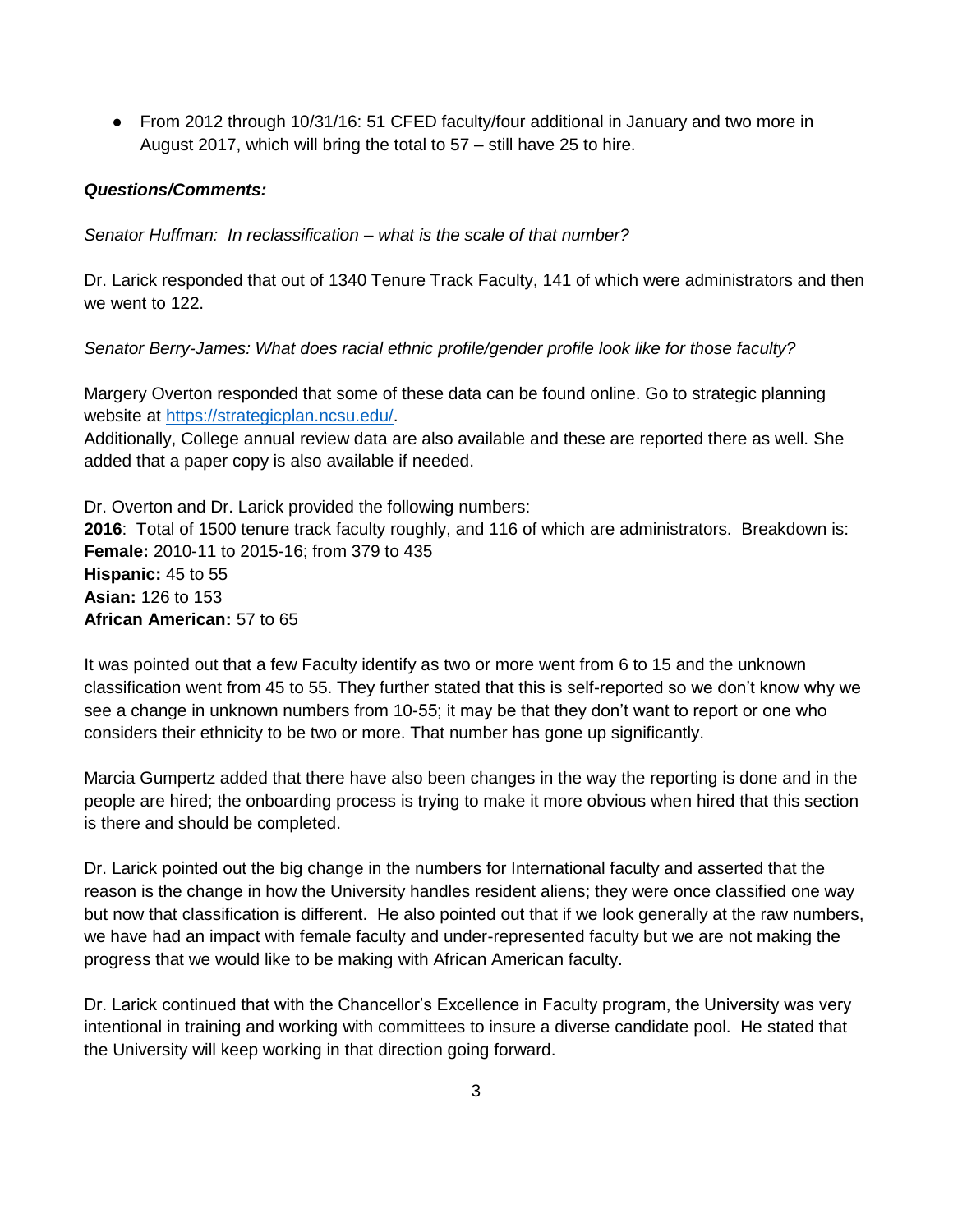- From 2012 through 10/31/16: 51 CFED faculty/four additional in January and two more in August 2017, which will bring the total to 57 – still have 25 to hire.

***Questions/Comments:***

*Senator Huffman: In reclassification – what is the scale of that number?*

Dr. Larick responded that out of 1340 Tenure Track Faculty, 141 of which were administrators and then we went to 122.

*Senator Berry-James: What does racial ethnic profile/gender profile look like for those faculty?*

Margery Overton responded that some of these data can be found online. Go to strategic planning website at https://strategicplan.ncsu.edu/.
Additionally, College annual review data are also available and these are reported there as well. She added that a paper copy is also available if needed.

Dr. Overton and Dr. Larick provided the following numbers:
**2016**: Total of 1500 tenure track faculty roughly, and 116 of which are administrators. Breakdown is:
**Female:** 2010-11 to 2015-16; from 379 to 435
**Hispanic:** 45 to 55
**Asian:** 126 to 153
**African American:** 57 to 65

It was pointed out that a few Faculty identify as two or more went from 6 to 15 and the unknown classification went from 45 to 55. They further stated that this is self-reported so we don't know why we see a change in unknown numbers from 10-55; it may be that they don't want to report or one who considers their ethnicity to be two or more. That number has gone up significantly.

Marcia Gumpertz added that there have also been changes in the way the reporting is done and in the people are hired; the onboarding process is trying to make it more obvious when hired that this section is there and should be completed.

Dr. Larick pointed out the big change in the numbers for International faculty and asserted that the reason is the change in how the University handles resident aliens; they were once classified one way but now that classification is different. He also pointed out that if we look generally at the raw numbers, we have had an impact with female faculty and under-represented faculty but we are not making the progress that we would like to be making with African American faculty.

Dr. Larick continued that with the Chancellor's Excellence in Faculty program, the University was very intentional in training and working with committees to insure a diverse candidate pool. He stated that the University will keep working in that direction going forward.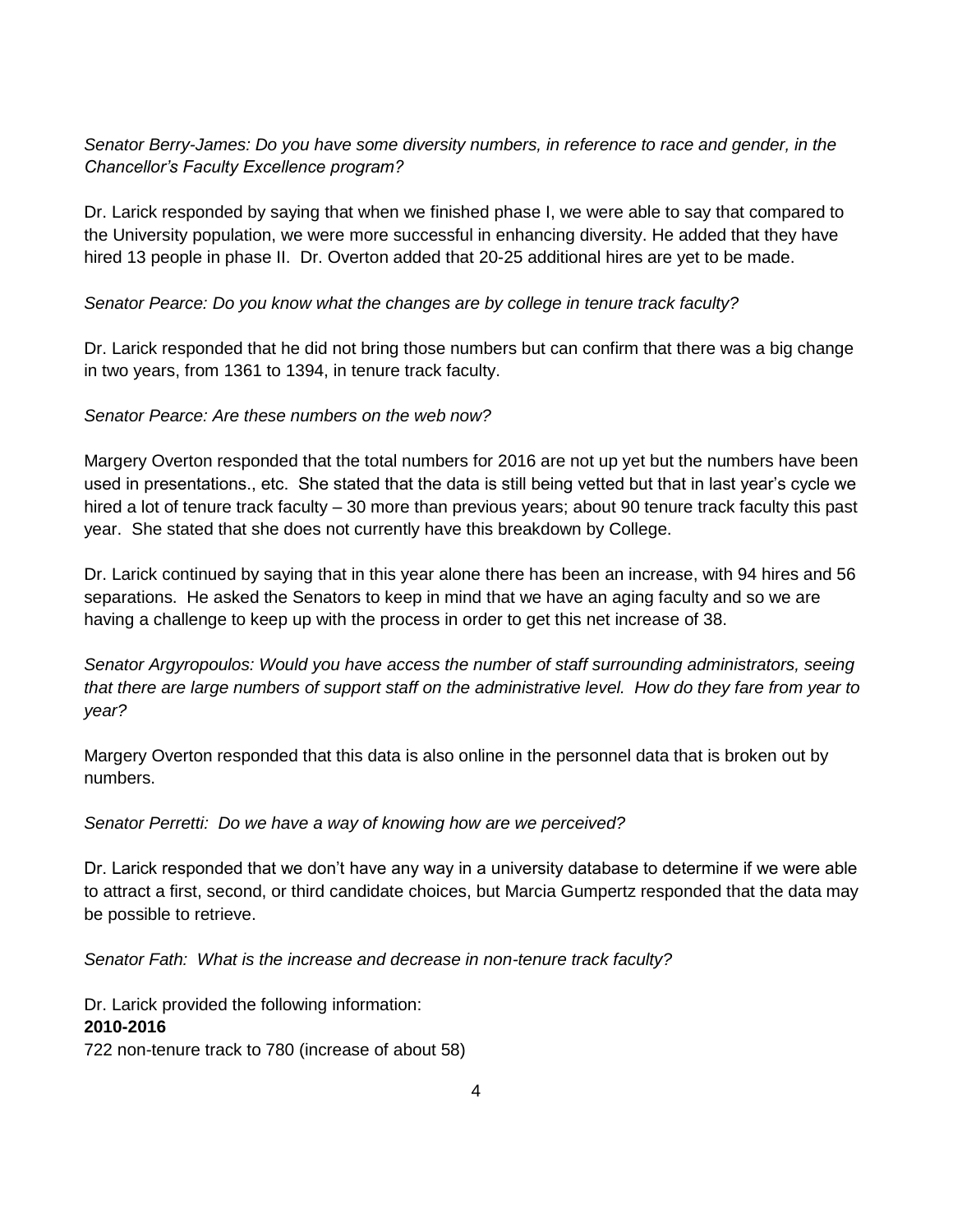*Senator Berry-James: Do you have some diversity numbers, in reference to race and gender, in the Chancellor's Faculty Excellence program?*

Dr. Larick responded by saying that when we finished phase I, we were able to say that compared to the University population, we were more successful in enhancing diversity. He added that they have hired 13 people in phase II. Dr. Overton added that 20-25 additional hires are yet to be made.

*Senator Pearce: Do you know what the changes are by college in tenure track faculty?*

Dr. Larick responded that he did not bring those numbers but can confirm that there was a big change in two years, from 1361 to 1394, in tenure track faculty.

*Senator Pearce: Are these numbers on the web now?*

Margery Overton responded that the total numbers for 2016 are not up yet but the numbers have been used in presentations., etc. She stated that the data is still being vetted but that in last year's cycle we hired a lot of tenure track faculty – 30 more than previous years; about 90 tenure track faculty this past year. She stated that she does not currently have this breakdown by College.

Dr. Larick continued by saying that in this year alone there has been an increase, with 94 hires and 56 separations. He asked the Senators to keep in mind that we have an aging faculty and so we are having a challenge to keep up with the process in order to get this net increase of 38.

*Senator Argyropoulos: Would you have access the number of staff surrounding administrators, seeing that there are large numbers of support staff on the administrative level. How do they fare from year to year?*

Margery Overton responded that this data is also online in the personnel data that is broken out by numbers.

*Senator Perretti: Do we have a way of knowing how are we perceived?*

Dr. Larick responded that we don't have any way in a university database to determine if we were able to attract a first, second, or third candidate choices, but Marcia Gumpertz responded that the data may be possible to retrieve.

*Senator Fath: What is the increase and decrease in non-tenure track faculty?*

Dr. Larick provided the following information:
**2010-2016**
722 non-tenure track to 780 (increase of about 58)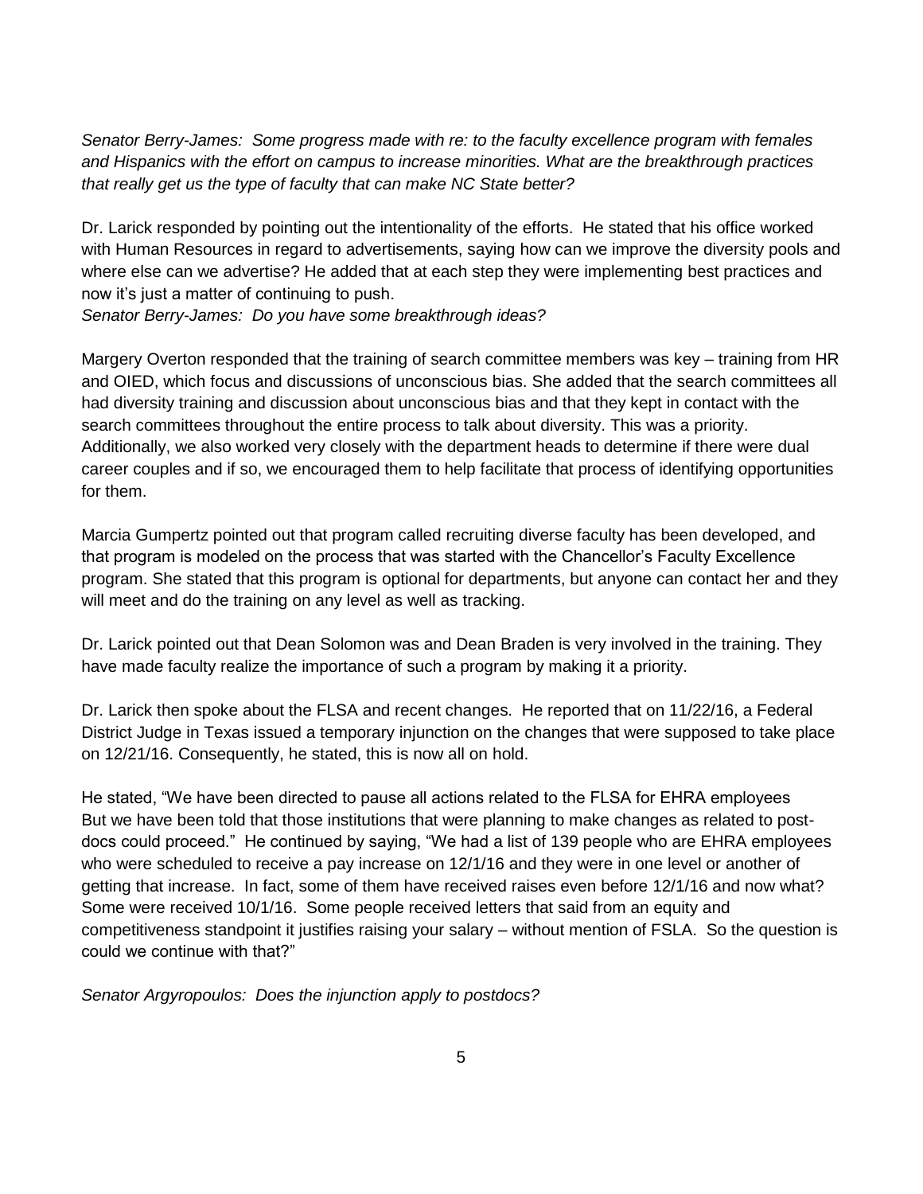*Senator Berry-James: Some progress made with re: to the faculty excellence program with females and Hispanics with the effort on campus to increase minorities. What are the breakthrough practices that really get us the type of faculty that can make NC State better?*

Dr. Larick responded by pointing out the intentionality of the efforts. He stated that his office worked with Human Resources in regard to advertisements, saying how can we improve the diversity pools and where else can we advertise? He added that at each step they were implementing best practices and now it's just a matter of continuing to push.

*Senator Berry-James: Do you have some breakthrough ideas?*

Margery Overton responded that the training of search committee members was key – training from HR and OIED, which focus and discussions of unconscious bias. She added that the search committees all had diversity training and discussion about unconscious bias and that they kept in contact with the search committees throughout the entire process to talk about diversity. This was a priority. Additionally, we also worked very closely with the department heads to determine if there were dual career couples and if so, we encouraged them to help facilitate that process of identifying opportunities for them.

Marcia Gumpertz pointed out that program called recruiting diverse faculty has been developed, and that program is modeled on the process that was started with the Chancellor's Faculty Excellence program. She stated that this program is optional for departments, but anyone can contact her and they will meet and do the training on any level as well as tracking.

Dr. Larick pointed out that Dean Solomon was and Dean Braden is very involved in the training. They have made faculty realize the importance of such a program by making it a priority.

Dr. Larick then spoke about the FLSA and recent changes. He reported that on 11/22/16, a Federal District Judge in Texas issued a temporary injunction on the changes that were supposed to take place on 12/21/16. Consequently, he stated, this is now all on hold.

He stated, "We have been directed to pause all actions related to the FLSA for EHRA employees But we have been told that those institutions that were planning to make changes as related to post-docs could proceed." He continued by saying, "We had a list of 139 people who are EHRA employees who were scheduled to receive a pay increase on 12/1/16 and they were in one level or another of getting that increase. In fact, some of them have received raises even before 12/1/16 and now what? Some were received 10/1/16. Some people received letters that said from an equity and competitiveness standpoint it justifies raising your salary – without mention of FSLA. So the question is could we continue with that?"

*Senator Argyropoulos: Does the injunction apply to postdocs?*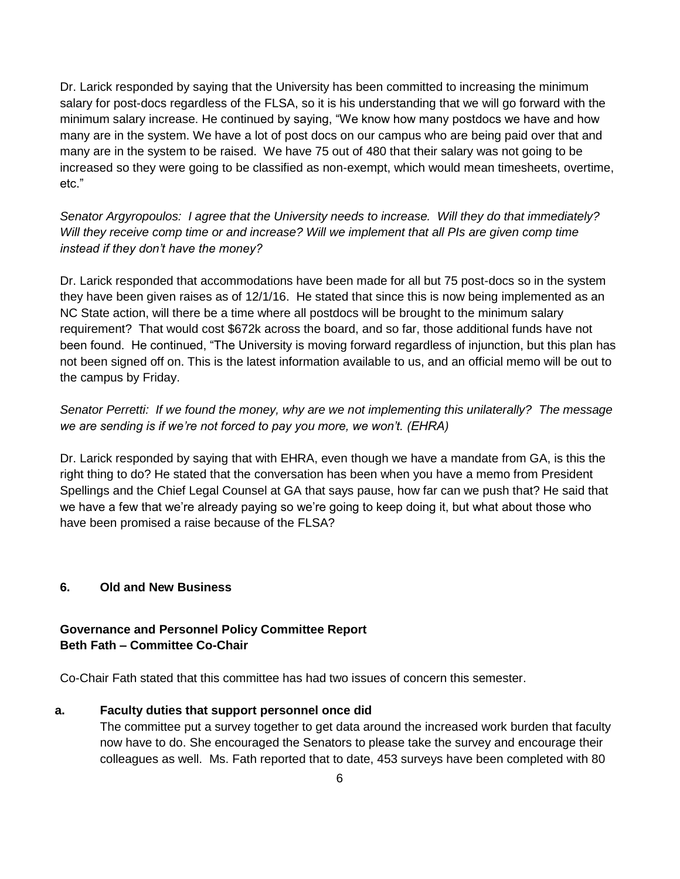Dr. Larick responded by saying that the University has been committed to increasing the minimum salary for post-docs regardless of the FLSA, so it is his understanding that we will go forward with the minimum salary increase. He continued by saying, "We know how many postdocs we have and how many are in the system. We have a lot of post docs on our campus who are being paid over that and many are in the system to be raised. We have 75 out of 480 that their salary was not going to be increased so they were going to be classified as non-exempt, which would mean timesheets, overtime, etc."

*Senator Argyropoulos: I agree that the University needs to increase. Will they do that immediately? Will they receive comp time or and increase? Will we implement that all PIs are given comp time instead if they don't have the money?*

Dr. Larick responded that accommodations have been made for all but 75 post-docs so in the system they have been given raises as of 12/1/16. He stated that since this is now being implemented as an NC State action, will there be a time where all postdocs will be brought to the minimum salary requirement? That would cost $672k across the board, and so far, those additional funds have not been found. He continued, "The University is moving forward regardless of injunction, but this plan has not been signed off on. This is the latest information available to us, and an official memo will be out to the campus by Friday.

*Senator Perretti: If we found the money, why are we not implementing this unilaterally? The message we are sending is if we're not forced to pay you more, we won't. (EHRA)*

Dr. Larick responded by saying that with EHRA, even though we have a mandate from GA, is this the right thing to do? He stated that the conversation has been when you have a memo from President Spellings and the Chief Legal Counsel at GA that says pause, how far can we push that? He said that we have a few that we're already paying so we're going to keep doing it, but what about those who have been promised a raise because of the FLSA?

## 6. Old and New Business

### Governance and Personnel Policy Committee Report
### Beth Fath – Committee Co-Chair

Co-Chair Fath stated that this committee has had two issues of concern this semester.

**a. Faculty duties that support personnel once did**

The committee put a survey together to get data around the increased work burden that faculty now have to do. She encouraged the Senators to please take the survey and encourage their colleagues as well. Ms. Fath reported that to date, 453 surveys have been completed with 80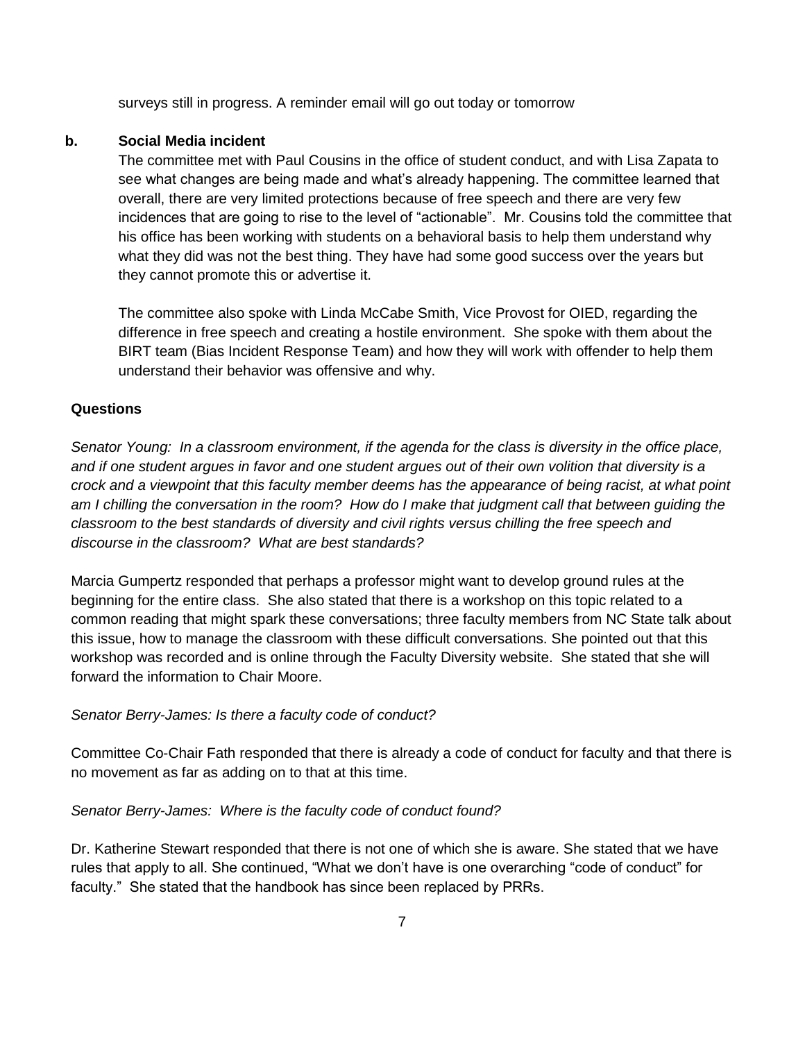surveys still in progress. A reminder email will go out today or tomorrow

**b. Social Media incident**

The committee met with Paul Cousins in the office of student conduct, and with Lisa Zapata to see what changes are being made and what's already happening. The committee learned that overall, there are very limited protections because of free speech and there are very few incidences that are going to rise to the level of "actionable". Mr. Cousins told the committee that his office has been working with students on a behavioral basis to help them understand why what they did was not the best thing. They have had some good success over the years but they cannot promote this or advertise it.

The committee also spoke with Linda McCabe Smith, Vice Provost for OIED, regarding the difference in free speech and creating a hostile environment. She spoke with them about the BIRT team (Bias Incident Response Team) and how they will work with offender to help them understand their behavior was offensive and why.

**Questions**

*Senator Young: In a classroom environment, if the agenda for the class is diversity in the office place, and if one student argues in favor and one student argues out of their own volition that diversity is a crock and a viewpoint that this faculty member deems has the appearance of being racist, at what point am I chilling the conversation in the room? How do I make that judgment call that between guiding the classroom to the best standards of diversity and civil rights versus chilling the free speech and discourse in the classroom? What are best standards?*

Marcia Gumpertz responded that perhaps a professor might want to develop ground rules at the beginning for the entire class. She also stated that there is a workshop on this topic related to a common reading that might spark these conversations; three faculty members from NC State talk about this issue, how to manage the classroom with these difficult conversations. She pointed out that this workshop was recorded and is online through the Faculty Diversity website. She stated that she will forward the information to Chair Moore.

*Senator Berry-James: Is there a faculty code of conduct?*

Committee Co-Chair Fath responded that there is already a code of conduct for faculty and that there is no movement as far as adding on to that at this time.

*Senator Berry-James: Where is the faculty code of conduct found?*

Dr. Katherine Stewart responded that there is not one of which she is aware. She stated that we have rules that apply to all. She continued, "What we don't have is one overarching "code of conduct" for faculty." She stated that the handbook has since been replaced by PRRs.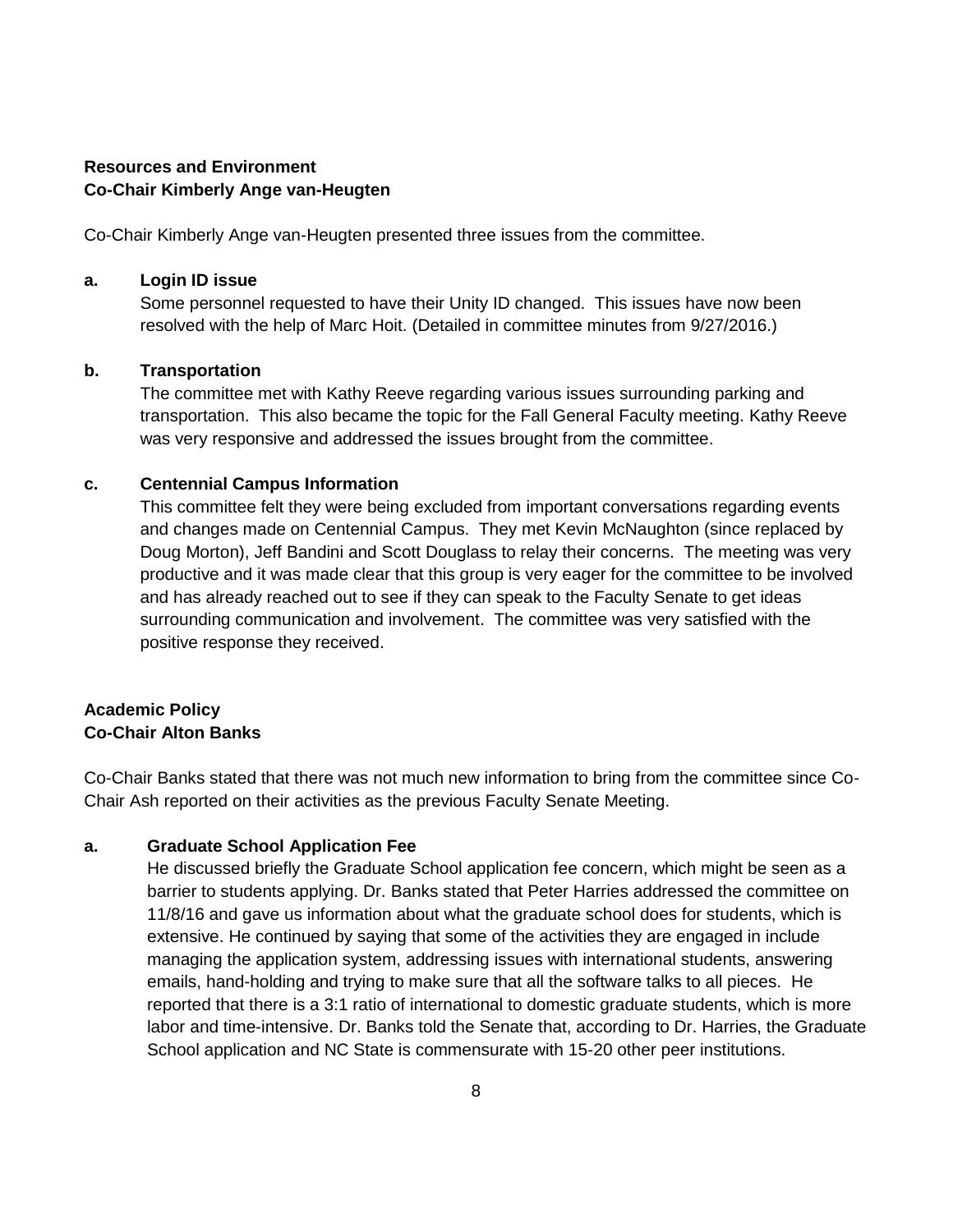**Resources and Environment**
**Co-Chair Kimberly Ange van-Heugten**

Co-Chair Kimberly Ange van-Heugten presented three issues from the committee.

**a. Login ID issue**

Some personnel requested to have their Unity ID changed. This issues have now been resolved with the help of Marc Hoit. (Detailed in committee minutes from 9/27/2016.)

**b. Transportation**

The committee met with Kathy Reeve regarding various issues surrounding parking and transportation. This also became the topic for the Fall General Faculty meeting. Kathy Reeve was very responsive and addressed the issues brought from the committee.

**c. Centennial Campus Information**

This committee felt they were being excluded from important conversations regarding events and changes made on Centennial Campus. They met Kevin McNaughton (since replaced by Doug Morton), Jeff Bandini and Scott Douglass to relay their concerns. The meeting was very productive and it was made clear that this group is very eager for the committee to be involved and has already reached out to see if they can speak to the Faculty Senate to get ideas surrounding communication and involvement. The committee was very satisfied with the positive response they received.

**Academic Policy**
**Co-Chair Alton Banks**

Co-Chair Banks stated that there was not much new information to bring from the committee since Co-Chair Ash reported on their activities as the previous Faculty Senate Meeting.

**a. Graduate School Application Fee**

He discussed briefly the Graduate School application fee concern, which might be seen as a barrier to students applying. Dr. Banks stated that Peter Harries addressed the committee on 11/8/16 and gave us information about what the graduate school does for students, which is extensive. He continued by saying that some of the activities they are engaged in include managing the application system, addressing issues with international students, answering emails, hand-holding and trying to make sure that all the software talks to all pieces. He reported that there is a 3:1 ratio of international to domestic graduate students, which is more labor and time-intensive. Dr. Banks told the Senate that, according to Dr. Harries, the Graduate School application and NC State is commensurate with 15-20 other peer institutions.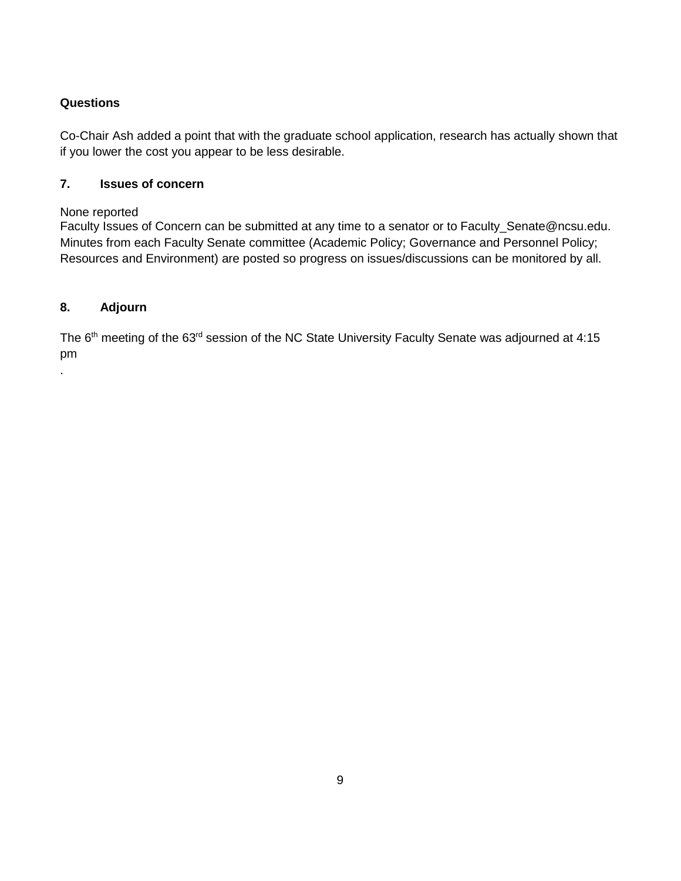**Questions**

Co-Chair Ash added a point that with the graduate school application, research has actually shown that if you lower the cost you appear to be less desirable.

## 7. Issues of concern

None reported
Faculty Issues of Concern can be submitted at any time to a senator or to Faculty_Senate@ncsu.edu. Minutes from each Faculty Senate committee (Academic Policy; Governance and Personnel Policy; Resources and Environment) are posted so progress on issues/discussions can be monitored by all.

## 8. Adjourn

The 6th meeting of the 63rd session of the NC State University Faculty Senate was adjourned at 4:15 pm
.